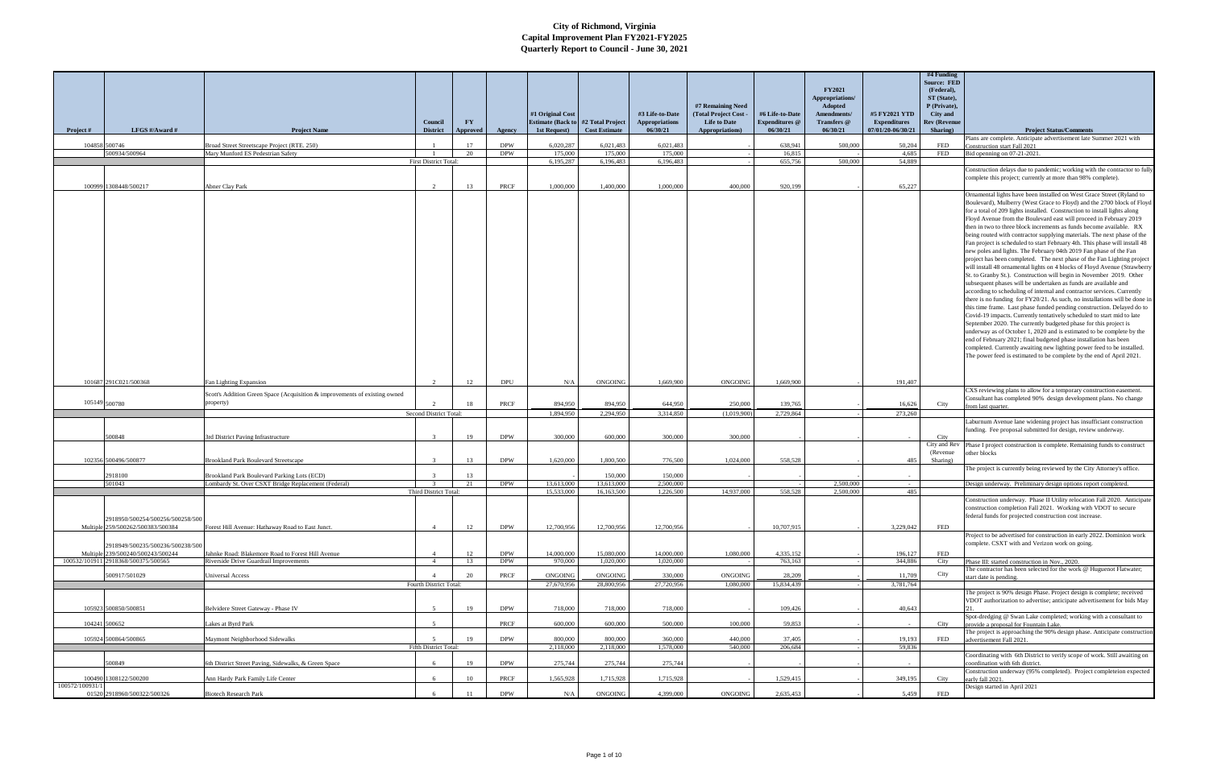# City of Richmond, Virginia
## Capital Improvement Plan FY2021-FY2025
### Quarterly Report to Council - June 30, 2021

| Project # | LFGS #/Award # | Project Name | Council District | FY Approved | Agency | #1 Original Cost Estimate (Back to 1st Request) | #2 Total Project Cost Estimate | #3 Life-to-Date Appropriations 06/30/21 | #7 Remaining Need (Total Project Cost - Life to Date Appropriations) | #6 Life-to-Date Expenditures @ 06/30/21 | FY2021 Appropriations/ Adopted Amendments/ Transfers @ 06/30/21 | #5 FY2021 YTD Expenditures 07/01/20-06/30/21 | #4 Funding Source: FED (Federal), ST (State), P (Private), City and Rev (Revenue Sharing) | Project Status/Comments |
|---|---|---|---|---|---|---|---|---|---|---|---|---|---|---|
| 104858 | 500746 | Broad Street Streetscape Project (RTE. 250) | 1 | 17 | DPW | 6,020,287 | 6,021,483 | 6,021,483 | - | 638,941 | 500,000 | 50,204 | FED | Plans are complete. Anticipate replacement advertisement late Summer 2021 with Construction start Fall 2021 |
| | 500934/500964 | Mary Munford ES Pedestrian Safety | 1 | 20 | DPW | 175,000 | 175,000 | 175,000 | - | 16,815 | - | 4,685 | FED | Bid openning on 07-21-2021. |
| | | | First District Total: | | | 6,195,287 | 6,196,483 | 6,196,483 | - | 655,756 | 500,000 | 54,889 | | |
| 100999 | 1308448/500217 | Abner Clay Park | 2 | 13 | PRCF | 1,000,000 | 1,400,000 | 1,000,000 | 400,000 | 920,199 | - | 65,227 | | Construction delays due to pandemic; working with the contractor to fully complete this project; currently at more than 98% complete). |
| 101687 | 291C021/500368 | Fan Lighting Expansion | 2 | 12 | DPU | N/A | ONGOING | 1,669,900 | ONGOING | 1,669,900 | - | 191,407 | | Ornamental lights have been installed on West Grace Street (Ryland to Boulevard), Mulberry (West Grace to Floyd) and the 2700 block of Floyd for a total of 209 lights installed. Construction to install lights along Floyd Avenue from the Boulevard east will proceed in February 2019 then in two to three block increments as funds become available. RX being routed with contractor supplying materials. The next phase of the Fan project is scheduled to start February 4th. This phase will install 48 new poles and lights. The February 04th 2019 Fan phase of the Fan project has been completed. The next phase of the Fan Lighting project will install 48 ornamental lights on 4 blocks of Floyd Avenue (Strawberry St. to Granby St.). Construction will begin in November 2019. Other subsequent phases will be undertaken as funds are available and according to scheduling of internal and contractor services. Currently there is no funding for FY20/21. As such, no installations will be done in this time frame. Last phase funded pending construction. Delayed do to Covid-19 impacts. Currently tentatively scheduled to start mid to late September 2020. The currently budgeted phase for this project is underway as of October 1, 2020 and is estimated to be complete by the end of February 2021; final budgeted phase installation has been completed. Currently awaiting new lighting power feed to be installed. The power feed is estimated to be complete by the end of April 2021. |
| 105149 | 500780 | Scott's Addition Green Space (Acquisition & improvements of existing owned property) | 2 | 18 | PRCF | 894,950 | 894,950 | 644,950 | 250,000 | 139,765 | - | 16,626 | City | CSX reviewing plans to allow for a temporary construction easement. Consultant has completed 90% design development plans. No change from last quarter. |
| | | | Second District Total: | | | 1,894,950 | 2,294,950 | 3,314,850 | (1,019,900) | 2,729,864 | - | 273,260 | | |
| | 500848 | 3rd District Paving Infrastructure | 3 | 19 | DPW | 300,000 | 600,000 | 300,000 | 300,000 | - | - | - | City | Laburnum Avenue lane widening project has insufficient construction funding. Fee proposal submitted for design, review underway. |
| 102356 | 500496/500877 | Brookland Park Boulevard Streetscape | 3 | 13 | DPW | 1,620,000 | 1,800,500 | 776,500 | 1,024,000 | 558,528 | - | 485 | City and Rev (Revenue Sharing) | Phase I project construction is complete. Remaining funds to construct other blocks |
| | 2918100 | Brookland Park Boulevard Parking Lots (ECD) | 3 | 13 | | - | 150,000 | 150,000 | - | - | - | - | | The project is currently being reviewed by the City Attorney's office. |
| | 501043 | Lombardy St. Over CSXT Bridge Replacement (Federal) | 3 | 21 | DPW | 13,613,000 | 13,613,000 | 2,500,000 | 13,613,000 | - | 2,500,000 | - | | Design underway. Preliminary design options report completed. |
| | | | Third District Total: | | | 15,533,000 | 16,163,500 | 1,226,500 | 14,937,000 | 558,528 | 2,500,000 | 485 | | |
| Multiple | 2918950/500254/500256/500258/500259/500262/500383/500384 | Forest Hill Avenue: Hathaway Road to East Junct. | 4 | 12 | DPW | 12,700,956 | 12,700,956 | 12,700,956 | - | 10,707,915 | - | 3,229,042 | FED | Construction underway. Phase II Utility relocation Fall 2020. Anticipate construction completion Fall 2021. Working with VDOT to secure federal funds for projected construction cost increase. |
| Multiple | 2918949/500235/500236/500238/500239/500240/500243/500244 | Jahnke Road: Blakemore Road to Forest Hill Avenue | 4 | 12 | DPW | 14,000,000 | 15,080,000 | 14,000,000 | 1,080,000 | 4,335,152 | - | 196,127 | FED | Project to be advertised for construction in early 2022. Dominion work complete. CSXT with and Verizon work on going. |
| 100532/101911 | 2918368/500375/500565 | Riverside Drive Guardrail Improvements | 4 | 13 | DPW | 970,000 | 1,020,000 | 1,020,000 | - | 763,163 | - | 344,886 | City | Phase III: started construction in Nov., 2020. |
| | 500917/501029 | Universal Access | 4 | 20 | PRCF | ONGOING | ONGOING | 330,000 | ONGOING | 28,209 | - | 11,709 | City | The contractor has been selected for the work @ Huguenot Flatwater; start date is pending. |
| | | | Fourth District Total: | | | 27,670,956 | 28,800,956 | 27,720,956 | 1,080,000 | 15,834,439 | - | 3,781,764 | | |
| 105923 | 500850/500851 | Belvidere Street Gateway - Phase IV | 5 | 19 | DPW | 718,000 | 718,000 | 718,000 | - | 109,426 | - | 40,643 | | The project is 90% design Phase. Project design is complete; received VDOT authorization to advertise; anticipate advertisement for bids May 21. |
| 104241 | 500652 | Lakes at Byrd Park | 5 | | PRCF | 600,000 | 600,000 | 500,000 | 100,000 | 59,853 | - | - | City | Spot-dredging @ Swan Lake completed; working with a consultant to provide a proposal for Fountain Lake. |
| 105924 | 500864/500865 | Maymont Neighborhood Sidewalks | 5 | 19 | DPW | 800,000 | 800,000 | 360,000 | 440,000 | 37,405 | - | 19,193 | FED | The project is approaching the 90% design phase. Anticipate construction advertisement Fall 2021. |
| | | | Fifth District Total: | | | 2,118,000 | 2,118,000 | 1,578,000 | 540,000 | 206,684 | - | 59,836 | | |
| | 500849 | 6th District Street Paving, Sidewalks, & Green Space | 6 | 19 | DPW | 275,744 | 275,744 | 275,744 | - | - | - | - | | Coordinating with 6th District to verify scope of work. Still awaiting on coordination with 6th district. |
| 100490 | 1308122/500200 | Ann Hardy Park Family Life Center | 6 | 10 | PRCF | 1,565,928 | 1,715,928 | 1,715,928 | - | 1,529,415 | - | 349,195 | City | Construction underway (95% completed). Project completeion expected early fall 2021. |
| 100572/100931/101520 | 2918960/500322/500326 | Biotech Research Park | 6 | 11 | DPW | N/A | ONGOING | 4,399,000 | ONGOING | 2,635,453 | - | 5,459 | FED | Design started in April 2021 |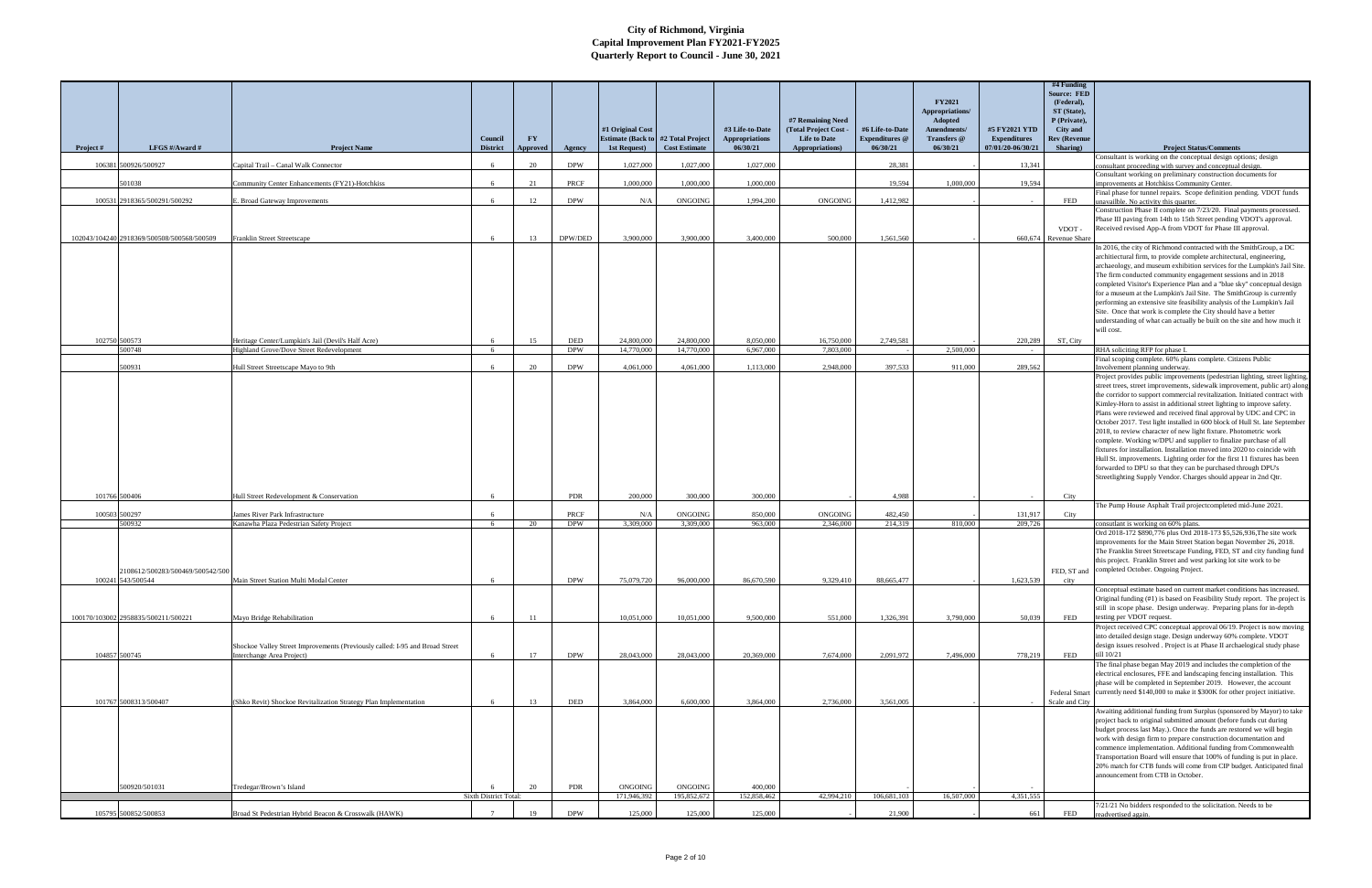# City of Richmond, Virginia
## Capital Improvement Plan FY2021-FY2025
### Quarterly Report to Council - June 30, 2021

| Project # | LFGS #/Award # | Project Name | Council District | FY Approved | Agency | #1 Original Cost Estimate (Back to 1st Request) | #2 Total Project Cost Estimate | #3 Life-to-Date Appropriations 06/30/21 | #7 Remaining Need (Total Project Cost - Life to Date Appropriations) | #6 Life-to-Date Expenditures @ 06/30/21 | FY2021 Appropriations/ Adopted Amendments/ Transfers @ 06/30/21 | #5 FY2021 YTD Expenditures 07/01/20-06/30/21 | #4 Funding Source: FED (Federal), ST (State), P (Private), City and Rev (Revenue Sharing) | Project Status/Comments |
|---|---|---|---|---|---|---|---|---|---|---|---|---|---|---|
| 106381 | 500926/500927 | Capital Trail – Canal Walk Connector | 6 | 20 | DPW | 1,027,000 | 1,027,000 | 1,027,000 | | 28,381 | - | 13,341 | | Consultant is working on the conceptual design options; design consultant proceeding with survey and conceptual design. |
| | 501038 | Community Center Enhancements (FY21)-Hotchkiss | 6 | 21 | PRCF | 1,000,000 | 1,000,000 | 1,000,000 | | 19,594 | 1,000,000 | 19,594 | | Consultant working on preliminary construction documents for improvements at Hotchkiss Community Center. |
| 100531 | 2918365/500291/500292 | E. Broad Gateway Improvements | 6 | 12 | DPW | N/A | ONGOING | 1,994,200 | ONGOING | 1,412,982 | - | - | FED | Final phase for tunnel repairs. Scope definition pending. VDOT funds unavailble. No activity this quarter. |
| 102043/104240 | 2918369/500508/500568/500509 | Franklin Street Streetscape | 6 | 13 | DPW/DED | 3,900,000 | 3,900,000 | 3,400,000 | 500,000 | 1,561,560 | - | 660,674 | VDOT - Revenue Share | Construction Phase II complete on 7/23/20. Final payments processed. Phase III paving from 14th to 15th Street pending VDOT's approval. Received revised App-A from VDOT for Phase III approval. |
| 102750 | 500573 | Heritage Center/Lumpkin's Jail (Devil's Half Acre) | 6 | 15 | DED | 24,800,000 | 24,800,000 | 8,050,000 | 16,750,000 | 2,749,581 | - | 220,289 | ST, City | In 2016, the city of Richmond contracted with the SmithGroup, a DC architectural firm, to provide complete architectural, engineering, archaeology, and museum exhibition services for the Lumpkin's Jail Site. The firm conducted community engagement sessions and in 2018 completed Visitor's Experience Plan and a "blue sky" conceptual design for a museum at the Lumpkin's Jail Site. The SmithGroup is currently performing an extensive site feasibility analysis of the Lumpkin's Jail Site. Once that work is complete the City should have a better understanding of what can actually be built on the site and how much it will cost. |
| | 500748 | Highland Grove/Dove Street Redevelopment | 6 | | DPW | 14,770,000 | 14,770,000 | 6,967,000 | 7,803,000 | - | 2,500,000 | - | | RHA soliciting RFP for phase I. |
| | 500931 | Hull Street Streetscape Mayo to 9th | 6 | 20 | DPW | 4,061,000 | 4,061,000 | 1,113,000 | 2,948,000 | 397,533 | 911,000 | 289,562 | | Final scoping complete. 60% plans complete. Citizens Public Involvement planning underway. |
| 101766 | 500406 | Hull Street Redevelopment & Conservation | 6 | | PDR | 200,000 | 300,000 | 300,000 | | 4,988 | | - | City | Project provides public improvements (pedestrian lighting, street lighting, street trees, street improvements, sidewalk improvement, public art) along the corridor to support commercial revitalization. Initiated contract with Kimley-Horn to assist in additional street lighting to improve safety. Plans were reviewed and received final approval by UDC and CPC in October 2017. Test light installed in 600 block of Hull St. late September 2018, to review character of new light fixture. Photometric work complete. Working w/DPU and supplier to finalize purchase of all fixtures for installation. Installation moved into 2020 to coincide with Hull St. improvements. Lighting order for the first 11 fixtures has been forwarded to DPU so that they can be purchased through DPU's Streetlighting Supply Vendor. Charges should appear in 2nd Qtr. |
| 100503 | 500297 | James River Park Infrastructure | 6 | | PRCF | N/A | ONGOING | 850,000 | ONGOING | 482,450 | - | 131,917 | City | The Pump House Asphalt Trail projectcompleted mid-June 2021. |
| | 500932 | Kanawha Plaza Pedestrian Safety Project | 6 | 20 | DPW | 3,309,000 | 3,309,000 | 963,000 | 2,346,000 | 214,319 | 810,000 | 209,726 | | consultant is working on 60% plans. |
| 100241 | 2108612/500283/500469/500542/500543/500544 | Main Street Station Multi Modal Center | 6 | | DPW | 75,079,720 | 96,000,000 | 86,670,590 | 9,329,410 | 88,665,477 | | 1,623,539 | FED, ST and city | Ord 2018-172 $890,776 plus Ord 2018-173 $5,526,936,The site work improvements for the Main Street Station began November 26, 2018. The Franklin Street Streetscape Funding, FED, ST and city funding fund this project. Franklin Street and west parking lot site work to be completed October. Ongoing Project. |
| 100170/103002 | 2958835/500211/500221 | Mayo Bridge Rehabilitation | 6 | 11 | | 10,051,000 | 10,051,000 | 9,500,000 | 551,000 | 1,326,391 | 3,790,000 | 50,039 | FED | Conceptual estimate based on current market conditions has increased. Original funding (#1) is based on Feasibility Study report. The project is still in scope phase. Design underway. Preparing plans for in-depth testing per VDOT request. |
| 104857 | 500745 | Shockoe Valley Street Improvements (Previously called: I-95 and Broad Street Interchange Area Project) | 6 | 17 | DPW | 28,043,000 | 28,043,000 | 20,369,000 | 7,674,000 | 2,091,972 | 7,496,000 | 778,219 | FED | Project received CPC conceptual approval 06/19. Project is now moving into detailed design stage. Design underway 60% complete. VDOT design issues resolved . Project is at Phase II archaelogical study phase till 10/21 |
| 101767 | 5008313/500407 | (Shko Revit) Shockoe Revitalization Strategy Plan Implementation | 6 | 13 | DED | 3,864,000 | 6,600,000 | 3,864,000 | 2,736,000 | 3,561,005 | | - | Federal Smart Scale and City | The final phase began May 2019 and includes the completion of the electrical enclosures, FFE and landscaping fencing installation. This phase will be completed in September 2019. However, the account currently need $140,000 to make it $300K for other project initiative. |
| | 500920/501031 | Tredegar/Brown's Island | 6 | 20 | PDR | ONGOING | ONGOING | 400,000 | | - | - | - | | Awaiting additional funding from Surplus (sponsored by Mayor) to take project back to original submitted amount (before funds cut during budget process last May.). Once the funds are restored we will begin work with design firm to prepare construction documentation and commence implementation. Additional funding from Commonwealth Transportation Board will ensure that 100% of funding is put in place. 20% match for CTB funds will come from CIP budget. Anticipated final announcement from CTB in October. |
| | | | Sixth District Total: | | | 171,946,392 | 195,852,672 | 152,858,462 | 42,994,210 | 106,681,103 | 16,507,000 | 4,351,555 | | |
| 105795 | 500852/500853 | Broad St Pedestrian Hybrid Beacon & Crosswalk (HAWK) | 7 | 19 | DPW | 125,000 | 125,000 | 125,000 | | 21,900 | | 661 | FED | 7/21/21 No bidders responded to the solicitation. Needs to be readvertised again. |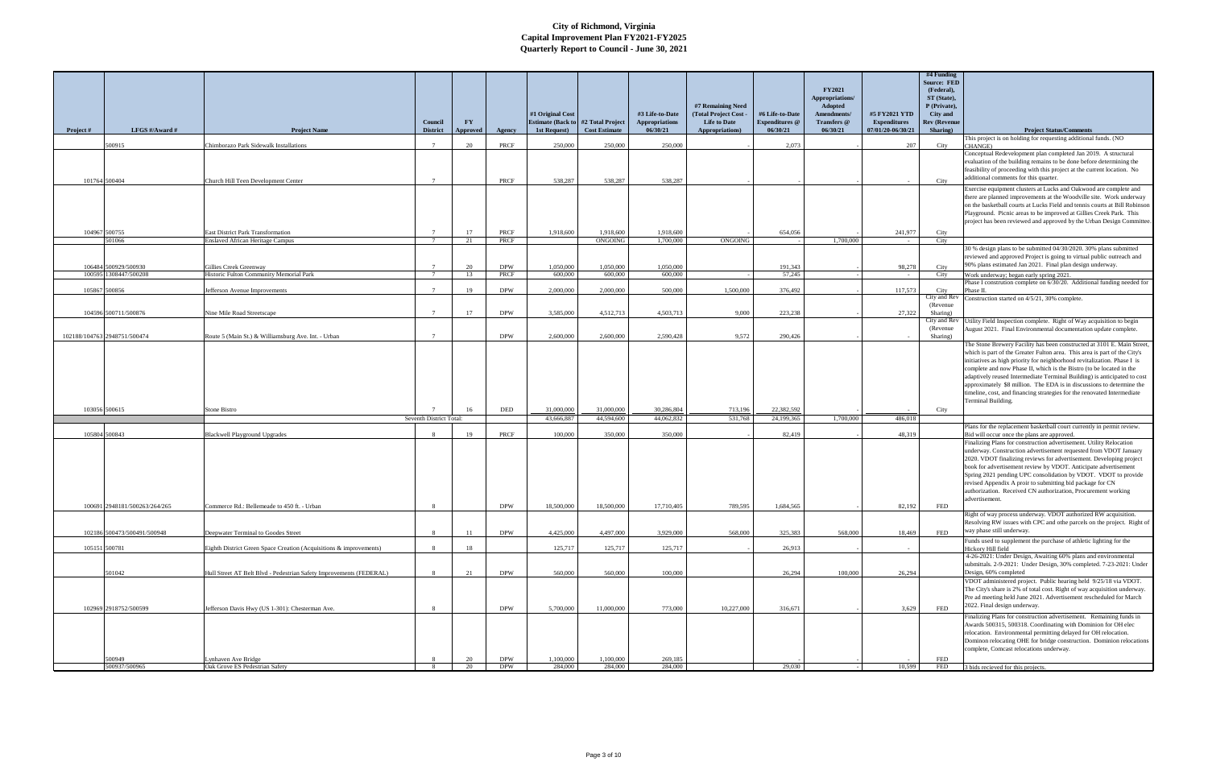# City of Richmond, Virginia
## Capital Improvement Plan FY2021-FY2025
## Quarterly Report to Council - June 30, 2021

| Project # | LFGS #/Award # | Project Name | Council District | FY Approved | Agency | #1 Original Cost Estimate (Back to 1st Request) | #2 Total Project Cost Estimate | #3 Life-to-Date Appropriations 06/30/21 | #7 Remaining Need (Total Project Cost - Life to Date Appropriations) | #6 Life-to-Date Expenditures @ 06/30/21 | FY2021 Appropriations/ Adopted Amendments/ Transfers @ 06/30/21 | #5 FY2021 YTD Expenditures 07/01/20-06/30/21 | #4 Funding Source: FED (Federal), ST (State), P (Private), City and Rev (Revenue Sharing) | Project Status/Comments |
|---|---|---|---|---|---|---|---|---|---|---|---|---|---|---|
| | 500915 | Chimborazo Park Sidewalk Installations | 7 | 20 | PRCF | 250,000 | 250,000 | 250,000 | - | 2,073 | | 207 | City | This project is on holding for requesting additional funds. (NO CHANGE) |
| 101764 | 500404 | Church Hill Teen Development Center | 7 | | PRCF | 538,287 | 538,287 | 538,287 | - | - | | - | City | Conceptual Redevelopment plan completed Jan 2019. A structural evaluation of the building remains to be done before determining the feasibility of proceeding with this project at the current location. No additional comments for this quarter. |
| 104967 | 500755 | East District Park Transformation | 7 | 17 | PRCF | 1,918,600 | 1,918,600 | 1,918,600 | - | 654,056 | | 241,977 | City | Exercise equipment clusters at Lucks and Oakwood are complete and there are planned improvements at the Woodville site. Work underway on the basketball courts at Lucks Field and tennis courts at Bill Robinson Playground. Picnic areas to be improved at Gillies Creek Park. This project has been reviewed and approved by the Urban Design Committee. |
| | 501066 | Enslaved African Heritage Campus | 7 | 21 | PRCF | | ONGOING | 1,700,000 | ONGOING | - | 1,700,000 | - | City | |
| 106484 | 500929/500930 | Gillies Creek Greenway | 7 | 20 | DPW | 1,050,000 | 1,050,000 | 1,050,000 | | 191,343 | | 98,278 | City | 30 % design plans to be submitted 04/30/2020. 30% plans submitted reviewed and approved Project is going to virtual public outreach and 90% plans estimated Jan 2021. Final plan design underway. |
| 100595 | 1308447/500208 | Historic Fulton Community Memorial Park | 7 | 13 | PRCF | 600,000 | 600,000 | 600,000 | - | 57,245 | - | - | City | Work underway; began early spring 2021. |
| 105867 | 500856 | Jefferson Avenue Improvements | 7 | 19 | DPW | 2,000,000 | 2,000,000 | 500,000 | 1,500,000 | 376,492 | | 117,573 | City | Phase I construction complete on 6/30/20. Additional funding needed for Phase II. |
| 104596 | 500711/500876 | Nine Mile Road Streetscape | 7 | 17 | DPW | 3,585,000 | 4,512,713 | 4,503,713 | 9,000 | 223,238 | | 27,322 | City and Rev (Revenue Sharing) | Construction started on 4/5/21, 30% complete. |
| 102188/104763 | 2948751/500474 | Route 5 (Main St.) & Williamsburg Ave. Int. - Urban | 7 | | DPW | 2,600,000 | 2,600,000 | 2,590,428 | 9,572 | 290,426 | | - | City and Rev (Revenue Sharing) | Utility Field Inspection complete. Right of Way acquisition to begin August 2021. Final Environmental documentation update complete. |
| 103056 | 500615 | Stone Bistro | 7 | 16 | DED | 31,000,000 | 31,000,000 | 30,286,804 | 713,196 | 22,382,592 | | - | City | The Stone Brewery Facility has been constructed at 3101 E. Main Street, which is part of the Greater Fulton area. This area is part of the City's initiatives as high priority for neighborhood revitalization. Phase I is complete and now Phase II, which is the Bistro (to be located in the adaptively reused Intermediate Terminal Building) is anticipated to cost approximately $8 million. The EDA is in discussions to determine the timeline, cost, and financing strategies for the renovated Intermediate Terminal Building. |
| | | | Seventh District Total: | | | 43,666,887 | 44,594,600 | 44,062,832 | 531,768 | 24,199,365 | 1,700,000 | 486,018 | | |
| 105804 | 500843 | Blackwell Playground Upgrades | 8 | 19 | PRCF | 100,000 | 350,000 | 350,000 | | 82,419 | | 48,319 | | Plans for the replacement basketball court currently in permit review. Bid will occur once the plans are approved. |
| 100691 | 2948181/500263/264/265 | Commerce Rd.: Bellemeade to 450 ft. - Urban | 8 | | DPW | 18,500,000 | 18,500,000 | 17,710,405 | 789,595 | 1,684,565 | | 82,192 | FED | Finalizing Plans for construction advertisement. Utility Relocation underway. Construction advertisement requested from VDOT January 2020. VDOT finalizing reviews for advertisement. Developing project book for advertisement review by VDOT. Anticipate advertisement Spring 2021 pending UPC consolidation by VDOT. VDOT to provide revised Appendix A proir to submitting bid package for CN authorization. Received CN authorization, Procurement working advertisement. |
| 102186 | 500473/500491/500948 | Deepwater Terminal to Goodes Street | 8 | 11 | DPW | 4,425,000 | 4,497,000 | 3,929,000 | 568,000 | 325,383 | 568,000 | 18,469 | FED | Right of way process underway. VDOT authorized RW acquisition. Resolving RW issues with CPC and othe parcels on the project. Right of way phase still underway. |
| 105151 | 500781 | Eighth District Green Space Creation (Acquisitions & improvements) | 8 | 18 | | 125,717 | 125,717 | 125,717 | - | 26,913 | | - | | Funds used to supplement the purchase of athletic lighting for the Hickory Hill field |
| | 501042 | Hull Street AT Belt Blvd - Pedestrian Safety Improvements (FEDERAL) | 8 | 21 | DPW | 560,000 | 560,000 | 100,000 | | 26,294 | 100,000 | 26,294 | | 4-26-2021: Under Design, Awaiting 60% plans and environmental submittals. 2-9-2021: Under Design, 30% completed. 7-23-2021: Under Design, 60% completed |
| 102969 | 2918752/500599 | Jefferson Davis Hwy (US 1-301): Chesterman Ave. | 8 | | DPW | 5,700,000 | 11,000,000 | 773,000 | 10,227,000 | 316,671 | | 3,629 | FED | VDOT administered project. Public hearing held 9/25/18 via VDOT. The City's share is 2% of total cost. Right of way acquisition underway. Pre ad meeting held June 2021. Advertisement rescheduled for March 2022. Final design underway. |
| | 500949 | Lynhaven Ave Bridge | 8 | 20 | DPW | 1,100,000 | 1,100,000 | 269,185 | | - | | - | FED | Finalizing Plans for construction advertisement. Remaining funds in Awards 500315, 500318. Coordinating with Dominion for OH elec relocation. Environmental permitting delayed for OH relocation. Dominon relocating OHE for bridge construction. Dominion relocations complete, Comcast relocations underway. |
| | 500937/500965 | Oak Grove ES Pedestrian Safety | 8 | 20 | DPW | 284,000 | 284,000 | 284,000 | | 29,030 | - | 10,599 | FED | 3 bids recieved for this projects. |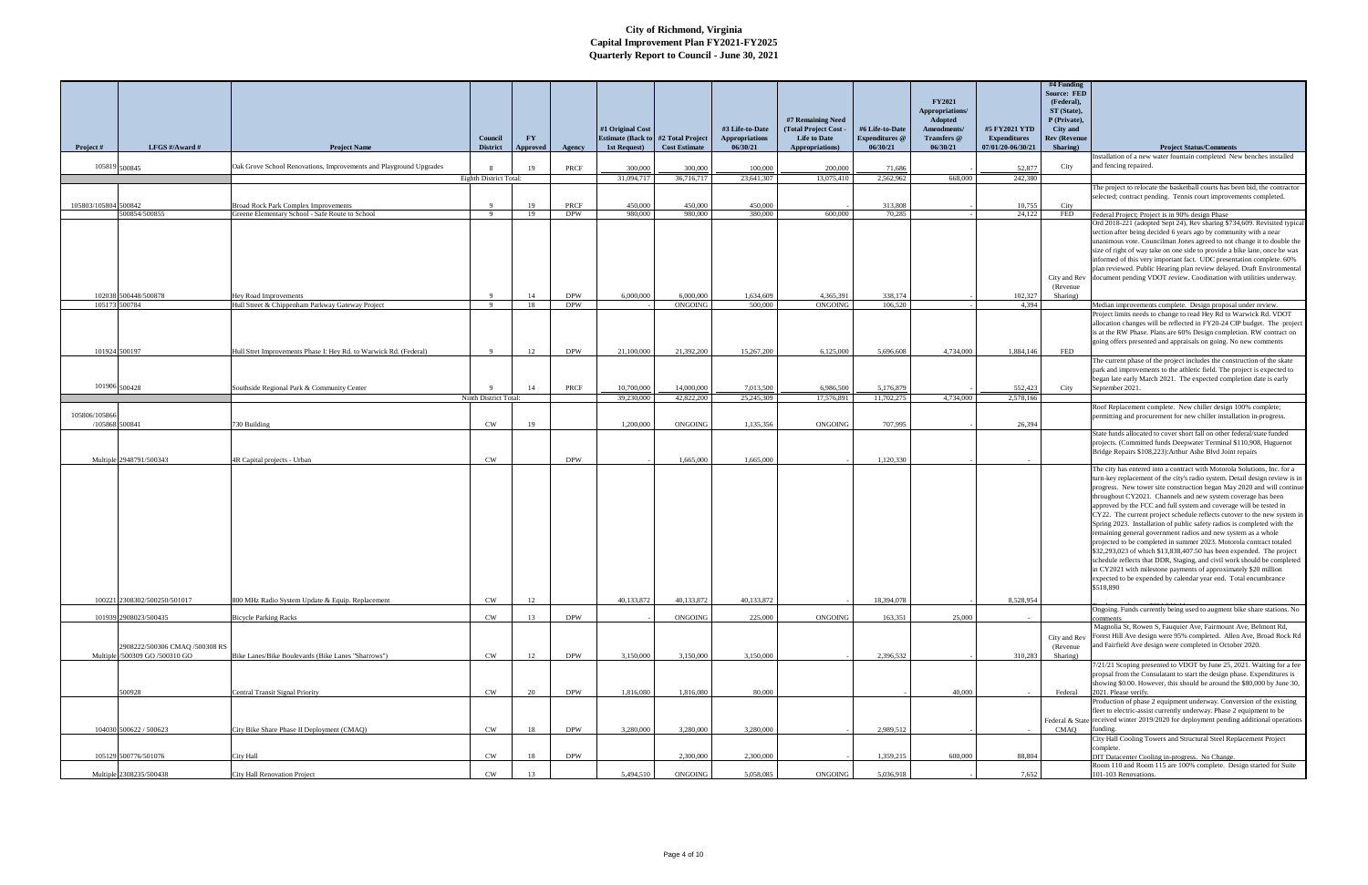# City of Richmond, Virginia
## Capital Improvement Plan FY2021-FY2025
### Quarterly Report to Council - June 30, 2021

| Project # | LFGS #/Award # | Project Name | Council District | FY Approved | Agency | #1 Original Cost Estimate (Back to 1st Request) | #2 Total Project Cost Estimate | #3 Life-to-Date Appropriations 06/30/21 | #7 Remaining Need (Total Project Cost - Life to Date Appropriations) | #6 Life-to-Date Expenditures @ 06/30/21 | FY2021 Appropriations/ Adopted Amendments/ Transfers @ 06/30/21 | #5 FY2021 YTD Expenditures 07/01/20-06/30/21 | #4 Funding Source: FED (Federal), ST (State), P (Private), City and Rev (Revenue Sharing) | Project Status/Comments |
|---|---|---|---|---|---|---|---|---|---|---|---|---|---|---|
| 105819 | 500845 | Oak Grove School Renovations, Improvements and Playground Upgrades | 8 | 19 | PRCF | 300,000 | 300,000 | 100,000 | 200,000 | 71,686 | - | 52,877 | City | Installation of a new water fountain completed New benches installed and fencing repaired. |
| | | | Eighth District Total: | | | 31,094,717 | 36,716,717 | 23,641,307 | 13,075,410 | 2,562,962 | 668,000 | 242,380 | | |
| 105803/105804 | 500842 | Broad Rock Park Complex Improvements | 9 | 19 | PRCF | 450,000 | 450,000 | 450,000 | - | 313,808 | - | 10,755 | City | The project to relocate the basketball courts has been bid, the contractor selected; contract pending. Tennis court improvements completed. |
| | 500854/500855 | Greene Elementary School - Safe Route to School | 9 | 19 | DPW | 980,000 | 980,000 | 380,000 | 600,000 | 70,285 | - | 24,122 | FED | Federal Project; Project is in 90% design Phase |
| 102038 | 500448/500878 | Hey Road Improvements | 9 | 14 | DPW | 6,000,000 | 6,000,000 | 1,634,609 | 4,365,391 | 338,174 | - | 102,327 | City and Rev (Revenue Sharing) | Ord 2018-221 (adopted Sept 24), Rev sharing $734,609. Revisited typical section after being decided 6 years ago by community with a near unanimous vote. Councilman Jones agreed to not change it to double the size of right of way take on one side to provide a bike lane, once he was informed of this very important fact. UDC presentation complete. 60% plan reviewed. Public Hearing plan review delayed. Draft Environmental document pending VDOT review. Coodination with utilities underway. |
| 105173 | 500784 | Hull Street & Chippenham Parkway Gateway Project | 9 | 18 | DPW | - | ONGOING | 500,000 | ONGOING | 106,520 | - | 4,394 | | Median improvements complete. Design proposal under review. |
| 101924 | 500197 | Hull Stret Improvements Phase I: Hey Rd. to Warwick Rd. (Federal) | 9 | 12 | DPW | 21,100,000 | 21,392,200 | 15,267,200 | 6,125,000 | 5,696,608 | 4,734,000 | 1,884,146 | FED | Project limits needs to change to read Hey Rd to Warwick Rd. VDOT allocation changes will be reflected in FY20-24 CIP budget. The project is at the RW Phase. Plans are 60% Design completion. RW contract on going offers presented and appraisals on going. No new comments |
| 101906 | 500428 | Southside Regional Park & Community Center | 9 | 14 | PRCF | 10,700,000 | 14,000,000 | 7,013,500 | 6,986,500 | 5,176,879 | - | 552,423 | City | The current phase of the project includes the construction of the skate park and improvements to the athletic field. The project is expected to began late early March 2021. The expected completion date is early September 2021. |
| | | | Ninth District Total: | | | 39,230,000 | 42,822,200 | 25,245,309 | 17,576,891 | 11,702,275 | 4,734,000 | 2,578,166 | | |
| 105806/105866 /105868 | 500841 | 730 Building | CW | 19 | | 1,200,000 | ONGOING | 1,135,356 | ONGOING | 707,995 | - | 26,394 | | Roof Replacement complete. New chiller design 100% complete; permitting and procurement for new chiller installation in-progress. |
| Multiple | 2948791/500343 | 4R Capital projects - Urban | CW | | DPW | - | 1,665,000 | 1,665,000 | | 1,120,330 | | - | | State funds allocated to cover short fall on other federal/state funded projects. (Committed funds Deepwater Terminal $110,908, Huguenot Bridge Repairs $108,223):Arthur Ashe Blvd Joint repairs |
| 100221 | 2308302/500250/501017 | 800 MHz Radio System Update & Equip. Replacement | CW | 12 | | 40,133,872 | 40,133,872 | 40,133,872 | - | 18,394,078 | - | 8,528,954 | | The city has entered into a contract with Motorola Solutions, Inc. for a turn-key replacement of the city's radio system. Detail design review is in progress. New tower site construction began May 2020 and will continue throughout CY2021. Channels and new system coverage has been approved by the FCC and full system and coverage will be tested in CY22. The current project schedule reflects cutover to the new system in Spring 2023. Installation of public safety radios is completed with the remaining general government radios and new system as a whole projected to be completed in summer 2023. Motorola contract totaled $32,293,023 of which $13,838,407.50 has been expended. The project schedule reflects that DDR, Staging, and civil work should be completed in CY2021 with milestone payments of approximately $20 million expected to be expended by calendar year end. Total encumbrance $518,890 |
| 101939 | 2908023/500435 | Bicycle Parking Racks | CW | 13 | DPW | - | ONGOING | 225,000 | ONGOING | 163,351 | 25,000 | - | | Ongoing. Funds currently being used to augment bike share stations. No comments |
| Multiple | 2908222/500306 CMAQ /500308 RS /500309 GO /500310 GO | Bike Lanes/Bike Boulevards (Bike Lanes "Sharrows") | CW | 12 | DPW | 3,150,000 | 3,150,000 | 3,150,000 | - | 2,396,532 | - | 310,283 | City and Rev (Revenue Sharing) | Magnolia St, Rowen S, Fauquier Ave, Fairmount Ave, Belmont Rd, Forest Hill Ave design were 95% completed. Allen Ave, Broad Rock Rd and Fairfield Ave design were completed in October 2020. |
| | 500928 | Central Transit Signal Priority | CW | 20 | DPW | 1,816,080 | 1,816,080 | 80,000 | | - | 40,000 | - | Federal | 7/21/21 Scoping presented to VDOT by June 25, 2021. Waiting for a fee propsal from the Consulatant to start the design phase. Expenditures is showing $0.00. However, this should be around the $80,000 by June 30, 2021. Please verify. |
| 104030 | 500622 / 500623 | City Bike Share Phase II Deployment (CMAQ) | CW | 18 | DPW | 3,280,000 | 3,280,000 | 3,280,000 | - | 2,989,512 | - | - | Federal & State CMAQ | Production of phase 2 equipment underway. Conversion of the existing fleet to electric-assist currently underway. Phase 2 equipment to be received winter 2019/2020 for deployment pending additional operations funding. |
| 105129 | 500776/501076 | City Hall | CW | 18 | DPW | | 2,300,000 | 2,300,000 | - | 1,359,215 | 600,000 | 88,804 | | City Hall Cooling Towers and Structural Steel Replacement Project complete. DIT Datacenter Cooling in-progress. No Change. |
| Multiple | 2308235/500438 | City Hall Renovation Project | CW | 13 | | 5,494,510 | ONGOING | 5,058,085 | ONGOING | 5,036,918 | - | 7,652 | | Room 110 and Room 115 are 100% complete. Design started for Suite 101-103 Renovations. |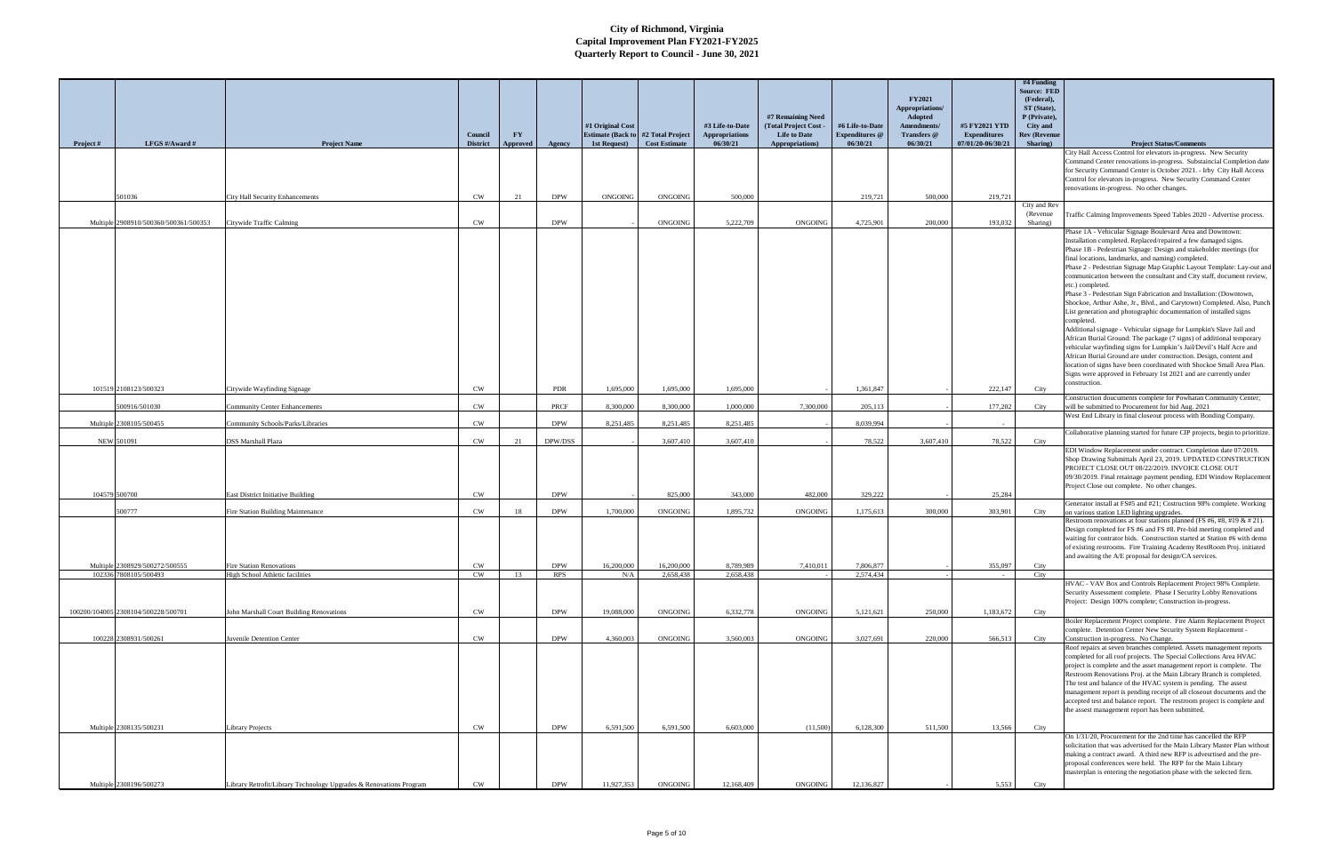# City of Richmond, Virginia
## Capital Improvement Plan FY2021-FY2025
### Quarterly Report to Council - June 30, 2021

| Project # | LFGS #/Award # | Project Name | Council District | FY Approved | Agency | #1 Original Cost Estimate (Back to 1st Request) | #2 Total Project Cost Estimate | #3 Life-to-Date Appropriations 06/30/21 | #7 Remaining Need (Total Project Cost - Life to Date Appropriations) | #6 Life-to-Date Expenditures @ 06/30/21 | FY2021 Appropriations/ Adopted Amendments/ Transfers @ 06/30/21 | #5 FY2021 YTD Expenditures 07/01/20-06/30/21 | #4 Funding Source: FED (Federal), ST (State), P (Private), City and Rev (Revenue Sharing) | Project Status/Comments |
|---|---|---|---|---|---|---|---|---|---|---|---|---|---|---|
| | 501036 | City Hall Security Enhancements | CW | 21 | DPW | ONGOING | ONGOING | 500,000 | | 219,721 | 500,000 | 219,721 | | City Hall Access Control for elevators in-progress. New Security Command Center renovations in-progress. Substaincial Completion date for Security Command Center is October 2021. - Irby City Hall Access Control for elevators in-progress. New Security Command Center renovations in-progress. No other changes. |
| Multiple | 2908910/500360/500361/500353 | Citywide Traffic Calming | CW | | DPW | - | ONGOING | 5,222,709 | ONGOING | 4,725,901 | 200,000 | 193,032 | City and Rev (Revenue Sharing) | Traffic Calming Improvements Speed Tables 2020 - Advertise process. |
| 101519 | 2108123/500323 | Citywide Wayfinding Signage | CW | | PDR | 1,695,000 | 1,695,000 | 1,695,000 | - | 1,361,847 | - | 222,147 | City | Phase 1A - Vehicular Signage Boulevard Area and Downtown: Installation completed. Replaced/repaired a few damaged signs. Phase 1B - Pedestrian Signage: Design and stakeholder meetings (for final locations, landmarks, and naming) completed. Phase 2 - Pedestrian Signage Map Graphic Layout Template: Lay-out and communication between the consultant and City staff, document review, etc.) completed. Phase 3 - Pedestrian Sign Fabrication and Installation: (Downtown, Shockoe, Arthur Ashe, Jr., Blvd., and Carytown) Completed. Also, Punch List generation and photographic documentation of installed signs completed. Additional signage - Vehicular signage for Lumpkin's Slave Jail and African Burial Ground: The package (7 signs) of additional temporary vehicular wayfinding signs for Lumpkin's Jail/Devil's Half Acre and African Burial Ground are under construction. Design, content and location of signs have been coordinated with Shockoe Small Area Plan. Signs were approved in February 1st 2021 and are currently under construction. |
| | 500916/501030 | Community Center Enhancements | CW | | PRCF | 8,300,000 | 8,300,000 | 1,000,000 | 7,300,000 | 205,113 | - | 177,202 | City | Construction doucuments complete for Powhatan Community Center; will be submitted to Procurement for bid Aug. 2021 |
| Multiple | 2308105/500455 | Community Schools/Parks/Libraries | CW | | DPW | 8,251,485 | 8,251,485 | 8,251,485 | - | 8,039,994 | - | - | | West End Library in final closeout process with Bonding Company. |
| NEW | 501091 | DSS Marshall Plaza | CW | 21 | DPW/DSS | - | 3,607,410 | 3,607,410 | - | 78,522 | 3,607,410 | 78,522 | City | Collaborative planning started for future CIP projects, begin to prioritize. |
| 104579 | 500700 | East District Initiative Building | CW | | DPW | - | 825,000 | 343,000 | 482,000 | 329,222 | - | 25,284 | | EDI Window Replacement under contract. Completion date 07/2019. Shop Drawing Submittals April 23, 2019. UPDATED CONSTRUCTION PROJECT CLOSE OUT 08/22/2019. INVOICE CLOSE OUT 09/30/2019. Final retainage payment pending. EDI Window Replacement Project Close out complete. No other changes. |
| | 500777 | Fire Station Building Maintenance | CW | 18 | DPW | 1,700,000 | ONGOING | 1,895,732 | ONGOING | 1,175,613 | 300,000 | 303,901 | City | Generator install at FS#5 and #21; Costruction 98% complete. Working on various station LED lighting upgrades. |
| Multiple | 2308929/500272/500555 | Fire Station Renovations | CW | | DPW | 16,200,000 | 16,200,000 | 8,789,989 | 7,410,011 | 7,806,877 | - | 355,097 | City | Restroom renovations at four stations planned (FS #6, #8, #19 & # 21). Design completed for FS #6 and FS #8. Pre-bid meeting completed and waiting for contrator bids. Construction started at Station #6 with demo of existing restrooms. Fire Training Academy RestRoom Proj. initiated and awaiting the A/E proposal for design/CA services. |
| 102336 | 7808105/500493 | High School Athletic facilities | CW | 13 | RPS | N/A | 2,658,438 | 2,658,438 | - | 2,574,434 | - | - | City | |
| 100200/104005 | 2308104/500228/500701 | John Marshall Court Building Renovations | CW | | DPW | 19,088,000 | ONGOING | 6,332,778 | ONGOING | 5,121,621 | 250,000 | 1,183,672 | City | HVAC - VAV Box and Controls Replacement Project 98% Complete. Security Assessment complete. Phase I Security Lobby Renovations Project: Design 100% complete; Construction in-progress. |
| 100228 | 2308931/500261 | Juvenile Detention Center | CW | | DPW | 4,360,003 | ONGOING | 3,560,003 | ONGOING | 3,027,691 | 220,000 | 566,513 | City | Boiler Replacement Project complete. Fire Alarm Replacement Project complete. Detention Center New Security System Replacement - Construction in-progress. No Change. |
| Multiple | 2308135/500231 | Library Projects | CW | | DPW | 6,591,500 | 6,591,500 | 6,603,000 | (11,500) | 6,128,300 | 511,500 | 13,566 | City | Roof repairs at seven branches completed. Assets management reports completed for all roof projects. The Special Collections Area HVAC project is complete and the asset management report is complete. The Restroom Renovations Proj. at the Main Library Branch is completed. The test and balance of the HVAC system is pending. The asset management report is pending receipt of all closeout documents and the accepted test and balance report. The restroom project is complete and the assest management report has been submitted. |
| Multiple | 2308196/500273 | Library Retrofit/Library Technology Upgrades & Renovations Program | CW | | DPW | 11,927,353 | ONGOING | 12,168,409 | ONGOING | 12,136,827 | - | 5,553 | City | On 1/31/20, Procurement for the 2nd time has cancelled the RFP solicitation that was advertised for the Main Library Master Plan without making a contract award. A third new RFP is advesrtised and the pre-proposal conferences were held. The RFP for the Main Library masterplan is entering the negotiation phase with the selected firm. |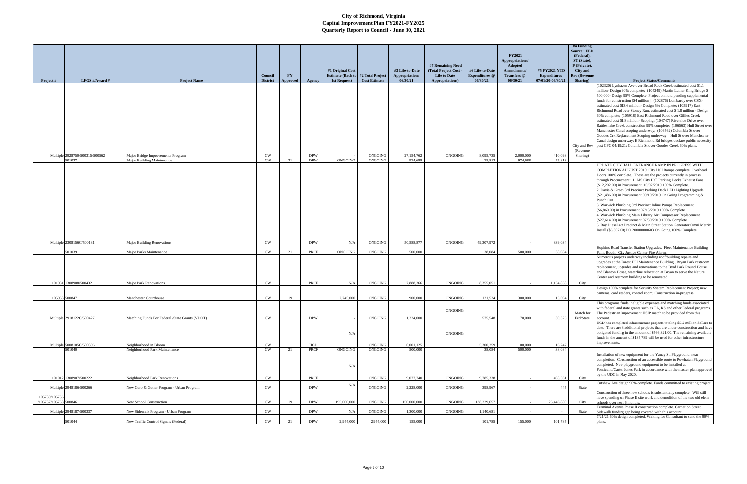# City of Richmond, Virginia
## Capital Improvement Plan FY2021-FY2025
### Quarterly Report to Council - June 30, 2021

| Project # | LFGS #/Award # | Project Name | Council District | FY Approved | Agency | #1 Original Cost Estimate (Back to 1st Request) | #2 Total Project Cost Estimate | #3 Life-to-Date Appropriations 06/30/21 | #7 Remaining Need (Total Project Cost - Life to Date Appropriations) | #6 Life-to-Date Expenditures @ 06/30/21 | FY2021 Appropriations/ Adopted Amendments/ Transfers @ 06/30/21 | #5 FY2021 YTD Expenditures 07/01/20-06/30/21 | #4 Funding Source: FED (Federal), ST (State), P (Private), City and Rev (Revenue Sharing) | Project Status/Comments |
|---|---|---|---|---|---|---|---|---|---|---|---|---|---|---|
| Multiple | 2928750/500315/500562 | Major Bridge Improvements Program | CW | | DPW | - | ONGOING | 27,154,762 | ONGOING | 8,095,735 | 2,000,000 | 410,098 | City and Rev (Revenue Sharing) | (102320) Lynhaven Ave over Broad Rock Creek estimated cost $1.1 million- Design 90% complete; (104249) Martin Luther King Bridge $ 500,000- Design 95% Complete. Project on hold pending supplemental funds for construction [$4 million]; (102876) Lombardy over CSX- estimated cost $13.6 million- Design 5% Complete; (105917) East Richmond Road over Stoney Run, estimated cost $ 1.8 million - Design 60% complete; (105918) East Richmond Road over Gillies Creek estimated cost $1.8 million- Scoping; (104747) Riverside Drive over Rattlesnake Creek construction 99% complete; (106563) Hull Street over Manchester Canal scoping underway; (106562) Columbia St over Goodes Crk Replacement Scoping underway. Hull St over Manchseter Canal design underway; E Richmond Rd bridges declare public necessity past CPC 04/19/21; Columbia St over Goodes Creek 60% plans. |
| | 501037 | Major Building Maintenance | CW | 21 | DPW | ONGOING | ONGOING | 974,688 | | 75,813 | 974,688 | 75,813 | | |
| Multiple | 2308156C/500131 | Major Building Renovations | CW | | DPW | N/A | ONGOING | 50,588,877 | ONGOING | 49,307,972 | - | 839,034 | | UPDATE CITY HALL ENTRANCE RAMP IN PROGRESS WITH COMPLETION AUGUST 2019. City Hall Ramps complete. Overhead Doors 100% complete. These are the projects currently in process through Procurement : 1. AIS City Hall Parking Decks Exhaust Fans ($12,202.00) in Procurement. 10/02/2019 100% Complete. 2. Davis & Green 3rd Precinct Parking Deck LED Lighting Upgrade ($21,486.00) in Procurement 09/10/2019 On Going Programming & Punch Out 3. Warwick Plumbing 3rd Precinct Inline Pumps Replacement ($6,860.00) in Procurement 07/15/2019 100% Complete 4. Warwick Plumbing Main Library Air Compressor Replacement ($27,614.00) in Procurement 07/30/2019 100% Complete 5. Bay Diesel 4th Precinct & Main Street Station Generator Omni Metrix Install ($6,307.00) PO 20000000603 On Going 100% Complete |
| | 501039 | Major Parks Maintenance | CW | 21 | PRCF | ONGOING | ONGOING | 500,000 | | 38,084 | 500,000 | 38,084 | | Hopkins Road Transfer Station Upgrades. Fleet Maintenance Building Paint Booth. City Justice Center Fire Alarm. |
| 101931 | 1308908/500432 | Major Park Renovations | CW | | PRCF | N/A | ONGOING | 7,888,366 | ONGOING | 8,355,051 | - | 1,154,858 | City | Numerous projects underway including roof/building repairs and upgrades at the Forest Hill Maintenance Building , Bryan Park restroom replacement, upgrades and renovations to the Byrd Park Round House and Blanton House, waterline relocation at Bryan to serve the Nature Center and restroom building to be renovated. |
| 105953 | 500847 | Manchester Courthouse | CW | 19 | | 2,745,000 | ONGOING | 900,000 | ONGOING | 121,524 | 300,000 | 15,694 | City | Design 100% complete for Security System Replacement Project; new cameras, card readers, control room; Construction in-progress. |
| Multiple | 2918122C/500427 | Matching Funds For Federal /State Grants (VDOT) | CW | | DPW | - | ONGOING | 1,224,000 | ONGOING | 575,548 | 70,000 | 30,325 | Match for Fed/State | This programs funds ineligible expenses and matching funds associated with federal and state grants such as TA, RS and other Federal programs. The Pedestrian Improvement HSIP match to be provided from this account. |
| Multiple | 5008105C/500396 | Neighborhood in Bloom | CW | | HCD | N/A | ONGOING | 6,001,125 | ONGOING | 5,300,259 | 100,000 | 16,247 | | HCD has completed infrastructure projects totaling $5.2 million dollars to date. There are 3 additional projects that are under construction and have obligated funding in the amount of $566,321.00. The remaining available funds in the amount of $135,789 will be used for other infrastructure improvements. |
| | 501040 | Neighborhood Park Maintenance | CW | 21 | PRCF | ONGOING | ONGOING | 500,000 | | 38,084 | 500,000 | 38,084 | | |
| 101012 | 1308907/500222 | Neighborhood Park Renovations | CW | | PRCF | N/A | ONGOING | 9,077,740 | ONGOING | 9,785,338 | - | 498,561 | City | Installation of new equipment for the Yancy St. Playground near completion. Construction of an accessible route to Powhatan Playground completed. New playground equipment to be installed at Fonticello/Carter Jones Park in accordance with the master plan approved by the UDC in May 2020. |
| Multiple | 2948186/500266 | New Curb & Gutter Program - Urban Program | CW | | DPW | N/A | ONGOING | 2,228,000 | ONGOING | 398,967 | - | 445 | State | Cutshaw Ave design 90% complete. Funds committed to existing project. |
| 105739/105756 /105757/105758 | 500846 | New School Construction | CW | 19 | DPW | 195,000,000 | ONGOING | 150,000,000 | ONGOING | 138,229,657 | - | 25,446,880 | City | Construction of three new schools is substantially complete. Will still have spending on Phase II site work and demolition of the two old elem schools over next 6 months. |
| Multiple | 2948187/500337 | New Sidewalk Program - Urban Program | CW | | DPW | N/A | ONGOING | 1,300,000 | ONGOING | 1,140,681 | - | - | State | Terminal Avenue Phase II construction complete. Carnation Street Sidewalk funding gap being covered with this account. |
| | 501044 | New Traffic Control Signals (Federal) | CW | 21 | DPW | 2,944,000 | 2,944,000 | 155,000 | | 101,785 | 155,000 | 101,785 | | 7/21/21 60% design completed. Waiting for Consultant to send the 90% plans. |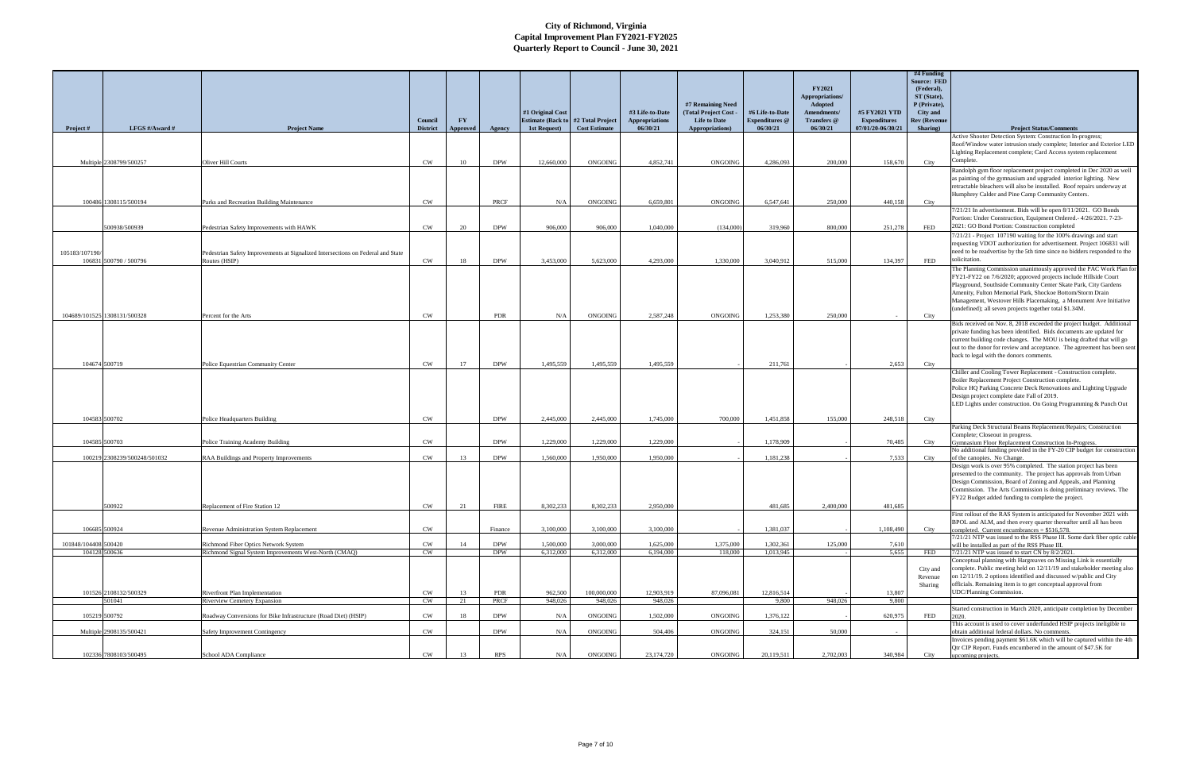# City of Richmond, Virginia
## Capital Improvement Plan FY2021-FY2025
## Quarterly Report to Council - June 30, 2021

| Project # | LFGS #/Award # | Project Name | Council District | FY Approved | Agency | #1 Original Cost Estimate (Back to 1st Request) | #2 Total Project Cost Estimate | #3 Life-to-Date Appropriations 06/30/21 | #7 Remaining Need (Total Project Cost - Life to Date Appropriations) | #6 Life-to-Date Expenditures @ 06/30/21 | FY2021 Appropriations/ Adopted Amendments/ Transfers @ 06/30/21 | #5 FY2021 YTD Expenditures 07/01/20-06/30/21 | #4 Funding Source: FED (Federal), ST (State), P (Private), City and Rev (Revenue Sharing) | Project Status/Comments |
|---|---|---|---|---|---|---|---|---|---|---|---|---|---|---|
| Multiple | 2308799/500257 | Oliver Hill Courts | CW | 10 | DPW | 12,660,000 | ONGOING | 4,852,741 | ONGOING | 4,286,093 | 200,000 | 158,670 | City | Active Shooter Detection System: Construction In-progress; Roof/Window water intrusion study complete; Interior and Exterior LED Lighting Replacement complete; Card Access system replacement Complete. |
| 100486 | 1308115/500194 | Parks and Recreation Building Maintenance | CW | | PRCF | N/A | ONGOING | 6,659,801 | ONGOING | 6,547,641 | 250,000 | 440,158 | City | Randolph gym floor replacement project completed in Dec 2020 as well as painting of the gymnasium and upgraded interior lighting. New retractable bleachers will also be insstalled. Roof repairs underway at Humphrey Calder and Pine Camp Community Centers. |
| | 500938/500939 | Pedestrian Safety Improvements with HAWK | CW | 20 | DPW | 906,000 | 906,000 | 1,040,000 | (134,000) | 319,960 | 800,000 | 251,278 | FED | 7/21/21 In advertisement. Bids will be open 8/11/2021. GO Bonds Portion: Under Construction, Equipment Ordered.- 4/26/2021. 7-23-2021: GO Bond Portion: Construction completed |
| 105183/107190/ 106831 | 500790 / 500796 | Pedestrian Safety Improvements at Signalized Intersections on Federal and State Routes (HSIP) | CW | 18 | DPW | 3,453,000 | 5,623,000 | 4,293,000 | 1,330,000 | 3,040,912 | 515,000 | 134,397 | FED | 7/21/21 - Project 107190 waiting for the 100% drawings and start requesting VDOT authorization for advertisement. Project 106831 will need to be readvertise by the 5th time since no bidders responded to the solicitation. |
| 104689/101525 | 1308131/500328 | Percent for the Arts | CW | | PDR | N/A | ONGOING | 2,587,248 | ONGOING | 1,253,380 | 250,000 | - | City | The Planning Commission unanimously approved the PAC Work Plan for FY21-FY22 on 7/6/2020; approved projects include Hillside Court Playground, Southside Community Center Skate Park, City Gardens Amenity, Fulton Memorial Park, Shockoe Bottom/Storm Drain Management, Westover Hills Placemaking, a Monument Ave Initiative (undefined); all seven projects together total $1.34M. |
| 104674 | 500719 | Police Equestrian Community Center | CW | 17 | DPW | 1,495,559 | 1,495,559 | 1,495,559 | - | 211,761 | - | 2,653 | City | Bids received on Nov. 8, 2018 exceeded the project budget. Additional private funding has been identified. Bids documents are updated for current building code changes. The MOU is being drafted that will go out to the donor for review and acceptance. The agreement has been sent back to legal with the donors comments. |
| 104583 | 500702 | Police Headquarters Building | CW | | DPW | 2,445,000 | 2,445,000 | 1,745,000 | 700,000 | 1,451,858 | 155,000 | 248,518 | City | Chiller and Cooling Tower Replacement - Construction complete. Boiler Replacement Project Construction complete. Police HQ Parking Concrete Deck Renovations and Lighting Upgrade Design project complete date Fall of 2019. LED Lights under construction. On Going Programming & Punch Out |
| 104585 | 500703 | Police Training Academy Building | CW | | DPW | 1,229,000 | 1,229,000 | 1,229,000 | - | 1,178,909 | - | 70,485 | City | Parking Deck Structural Beams Replacement/Repairs; Construction Complete; Closeout in progress. Gymnasium Floor Replacement Construction In-Progress. |
| 100219 | 2308239/500248/501032 | RAA Buildings and Property Improvements | CW | 13 | DPW | 1,560,000 | 1,950,000 | 1,950,000 | - | 1,181,238 | - | 7,533 | City | No additional funding provided in the FY-20 CIP budget for construction of the canopies. No Change. |
| | 500922 | Replacement of Fire Station 12 | CW | 21 | FIRE | 8,302,233 | 8,302,233 | 2,950,000 | | 481,685 | 2,400,000 | 481,685 | | Design work is over 95% completed. The station project has been presented to the community. The project has approvals from Urban Design Commission, Board of Zoning and Appeals, and Planning Commission. The Arts Commission is doing preliminary reviews. The FY22 Budget added funding to complete the project. |
| 106685 | 500924 | Revenue Administration System Replacement | CW | | Finance | 3,100,000 | 3,100,000 | 3,100,000 | - | 1,381,037 | - | 1,108,490 | City | First rollout of the RAS System is anticipated for November 2021 with BPOL and ALM, and then every quarter thereafter until all has been completed. Current encumbrances = $516,578. |
| 101848/104408 | 500420 | Richmond Fiber Optics Network System | CW | 14 | DPW | 1,500,000 | 3,000,000 | 1,625,000 | 1,375,000 | 1,302,361 | 125,000 | 7,610 | | 7/21/21 NTP was issued to the RSS Phase III. Some dark fiber optic cable will be installed as part of the RSS Phase III. |
| 104128 | 500636 | Richmond Signal System Improvements West-North (CMAQ) | CW | | DPW | 6,312,000 | 6,312,000 | 6,194,000 | 118,000 | 1,013,945 | - | 5,655 | FED | 7/21/21 NTP was issued to start CN by 8/2/2021. |
| 101526 | 2108132/500329 | Riverfront Plan Implementation | CW | 13 | PDR | 962,500 | 100,000,000 | 12,903,919 | 87,096,081 | 12,816,514 | - | 13,807 | City and Revenue Sharing | Conceptual planning with Hargreaves on Missing Link is essentially complete. Public meeting held on 12/11/19 and stakeholder meeting also on 12/11/19. 2 options identified and discussed w/public and City officials. Remaining item is to get conceptual approval from UDC/Planning Commission. |
| | 501041 | Riverview Cemetery Expansion | CW | 21 | PRCF | 948,026 | 948,026 | 948,026 | | 9,800 | 948,026 | 9,800 | | |
| 105219 | 500792 | Roadway Conversions for Bike Infrastructure (Road Diet) (HSIP) | CW | 18 | DPW | N/A | ONGOING | 1,502,000 | ONGOING | 1,376,122 | - | 620,975 | FED | Started construction in March 2020, anticipate completion by December 2020. |
| Multiple | 2908135/500421 | Safety Improvement Contingency | CW | | DPW | N/A | ONGOING | 504,406 | ONGOING | 324,151 | 50,000 | - | | This account is used to cover underfunded HSIP projects ineligible to obtain additional federal dollars. No comments. |
| 102336 | 7808103/500495 | School ADA Compliance | CW | 13 | RPS | N/A | ONGOING | 23,174,720 | ONGOING | 20,119,511 | 2,702,003 | 340,984 | City | Invoices pending payment $61.6K which will be captured within the 4th Qtr CIP Report. Funds encumbered in the amount of $47.5K for upcoming projects. |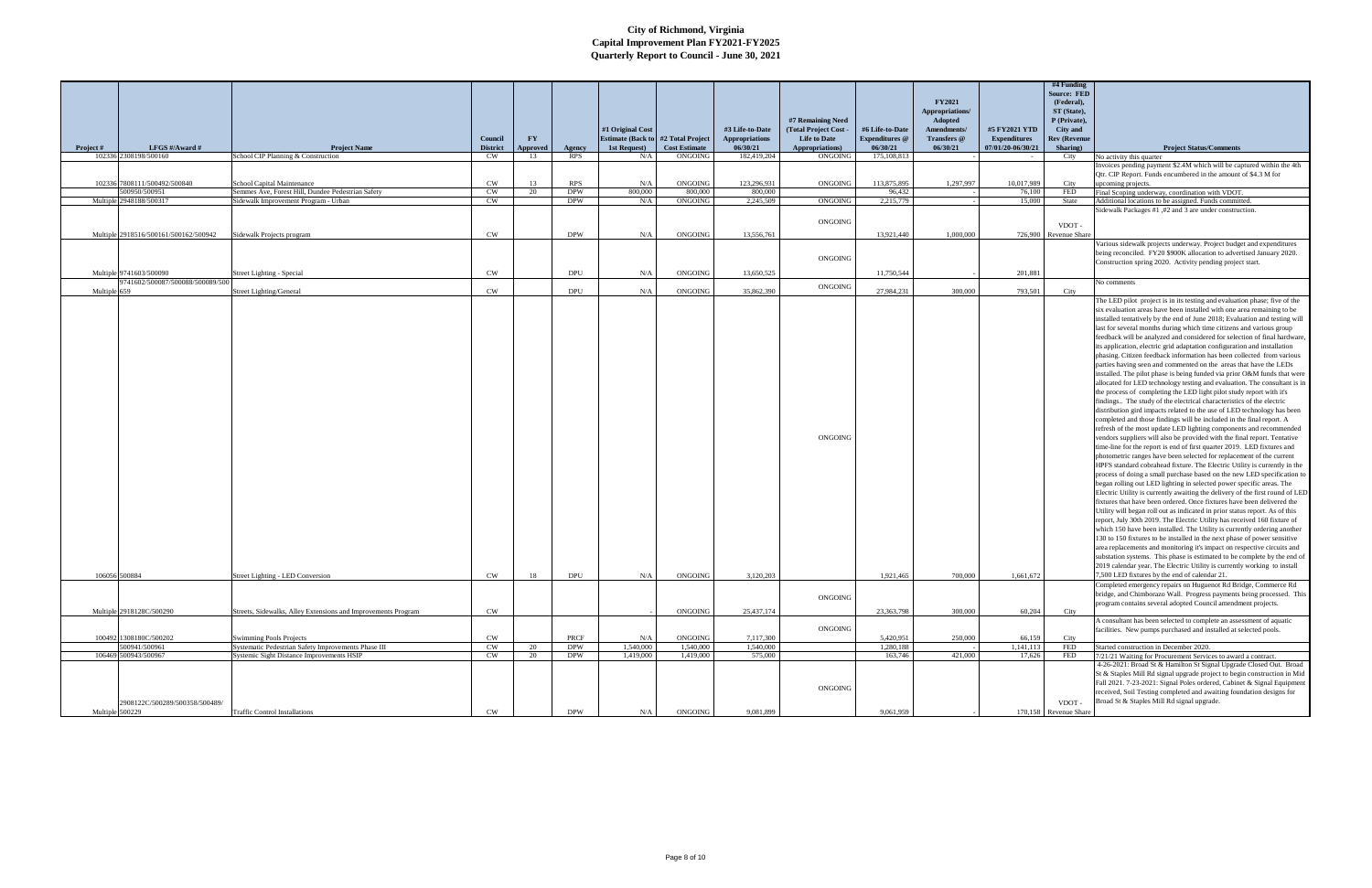# City of Richmond, Virginia
## Capital Improvement Plan FY2021-FY2025
### Quarterly Report to Council - June 30, 2021

| Project # | LFGS #/Award # | Project Name | Council District | FY Approved | Agency | #1 Original Cost Estimate (Back to 1st Request) | #2 Total Project Cost Estimate | #3 Life-to-Date Appropriations 06/30/21 | #7 Remaining Need (Total Project Cost - Life to Date Appropriations) | #6 Life-to-Date Expenditures @ 06/30/21 | FY2021 Appropriations/ Adopted Amendments/ Transfers @ 06/30/21 | #5 FY2021 YTD Expenditures 07/01/20-06/30/21 | #4 Funding Source: FED (Federal), ST (State), P (Private), City and Rev (Revenue Sharing) | Project Status/Comments |
|---|---|---|---|---|---|---|---|---|---|---|---|---|---|---|
| 102336 | 2308198/500160 | School CIP Planning & Construction | CW | 13 | RPS | N/A | ONGOING | 182,419,204 | ONGOING | 175,108,813 | - | - | City | No activity this quarter |
| 102336 | 7808111/500492/500840 | School Capital Maintenance | CW | 13 | RPS | N/A | ONGOING | 123,296,931 | ONGOING | 113,875,895 | 1,297,997 | 10,017,989 | City | Invoices pending payment $2.4M which will be captured within the 4th Qtr. CIP Report. Funds encumbered in the amount of $4.3 M for upcoming projects. |
| | 500950/500951 | Semmes Ave, Forest Hill, Dundee Pedestrian Safety | CW | 20 | DPW | 800,000 | 800,000 | 800,000 | | 96,432 | - | 76,100 | FED | Final Scoping underway, coordination with VDOT. |
| Multiple | 2948188/500317 | Sidewalk Improvement Program - Urban | CW | | DPW | N/A | ONGOING | 2,245,509 | ONGOING | 2,215,779 | - | 15,000 | State | Additional locations to be assigned. Funds committed. |
| Multiple | 2918516/500161/500162/500942 | Sidewalk Projects program | CW | | DPW | N/A | ONGOING | 13,556,761 | ONGOING | 13,921,440 | 1,000,000 | 726,900 | VDOT - Revenue Share | Sidewalk Packages #1 ,#2 and 3 are under construction. |
| Multiple | 9741603/500090 | Street Lighting - Special | CW | | DPU | N/A | ONGOING | 13,650,525 | ONGOING | 11,750,544 | - | 201,881 | | Various sidewalk projects underway. Project budget and expenditures being reconciled. FY20 $900K allocation to advertised January 2020. Construction spring 2020. Activity pending project start. |
| Multiple | 9741602/500087/500088/500089/500 659 | Street Lighting/General | CW | | DPU | N/A | ONGOING | 35,862,390 | ONGOING | 27,984,231 | 300,000 | 793,501 | City | No comments |
| 106056 | 500884 | Street Lighting - LED Conversion | CW | 18 | DPU | N/A | ONGOING | 3,120,203 | ONGOING | 1,921,465 | 700,000 | 1,661,672 | | The LED pilot project is in its testing and evaluation phase; five of the six evaluation areas have been installed with one area remaining to be installed tentatively by the end of June 2018; Evaluation and testing will last for several months during which time citizens and various group feedback will be analyzed and considered for selection of final hardware, its application, electric grid adaptation configuration and installation phasing. Citizen feedback information has been collected from various parties having seen and commented on the areas that have the LEDs installed. The pilot phase is being funded via prior O&M funds that were allocated for LED technology testing and evaluation. The consultant is in the process of completing the LED light pilot study report with it's findings.. The study of the electrical characteristics of the electric distribution gird impacts related to the use of LED technology has been completed and those findings will be included in the final report. A refresh of the most update LED lighting components and recommended vendors suppliers will also be provided with the final report. Tentative time-line for the report is end of first quarter 2019. LED fixtures and photometric ranges have been selected for replacement of the current HPFS standard cobrahead fixture. The Electric Utility is currently in the process of doing a small purchase based on the new LED specification to began rolling out LED lighting in selected power specific areas. The Electric Utility is currently awaiting the delivery of the first round of LED fixtures that have been ordered. Once fixtures have been delivered the Utility will began roll out as indicated in prior status report. As of this report, July 30th 2019. The Electric Utility has received 160 fixture of which 150 have been installed. The Utility is currently ordering another 130 to 150 fixtures to be installed in the next phase of power sensitive area replacements and monitoring it's impact on respective circuits and substation systems. This phase is estimated to be complete by the end of 2019 calendar year. The Electric Utility is currently working to install 7,500 LED fixtures by the end of calendar 21. |
| Multiple | 2918128C/500290 | Streets, Sidewalks, Alley Extensions and Improvements Program | CW | | | - | ONGOING | 25,437,174 | ONGOING | 23,363,798 | 300,000 | 60,204 | City | Completed emergency repairs on Huguenot Rd Bridge, Commerce Rd bridge, and Chimborazo Wall. Progress payments being processed. This program contains several adopted Council amendment projects. |
| 100492 | 1308180C/500202 | Swimming Pools Projects | CW | | PRCF | N/A | ONGOING | 7,117,300 | ONGOING | 5,420,951 | 250,000 | 66,159 | City | A consultant has been selected to complete an assessment of aquatic facilities. New pumps purchased and installed at selected pools. |
| | 500941/500961 | Systematic Pedestrian Safety Improvements Phase III | CW | 20 | DPW | 1,540,000 | 1,540,000 | 1,540,000 | | 1,280,188 | - | 1,141,113 | FED | Started construction in December 2020. |
| 106469 | 500943/500967 | Systemic Sight Distance Improvements HSIP | CW | 20 | DPW | 1,419,000 | 1,419,000 | 575,000 | | 163,746 | 421,000 | 17,626 | FED | 7/21/21 Waiting for Procurement Services to award a contract. |
| Multiple | 2908122C/500289/500358/500489/ 500229 | Traffic Control Installations | CW | | DPW | N/A | ONGOING | 9,081,899 | ONGOING | 9,061,959 | - | 170,158 | VDOT - Revenue Share | 4-26-2021: Broad St & Hamilton St Signal Upgrade Closed Out. Broad St & Staples Mill Rd signal upgrade project to begin construction in Mid Fall 2021. 7-23-2021: Signal Poles ordered, Cabinet & Signal Equipment received, Soil Testing completed and awaiting foundation designs for Broad St & Staples Mill Rd signal upgrade. |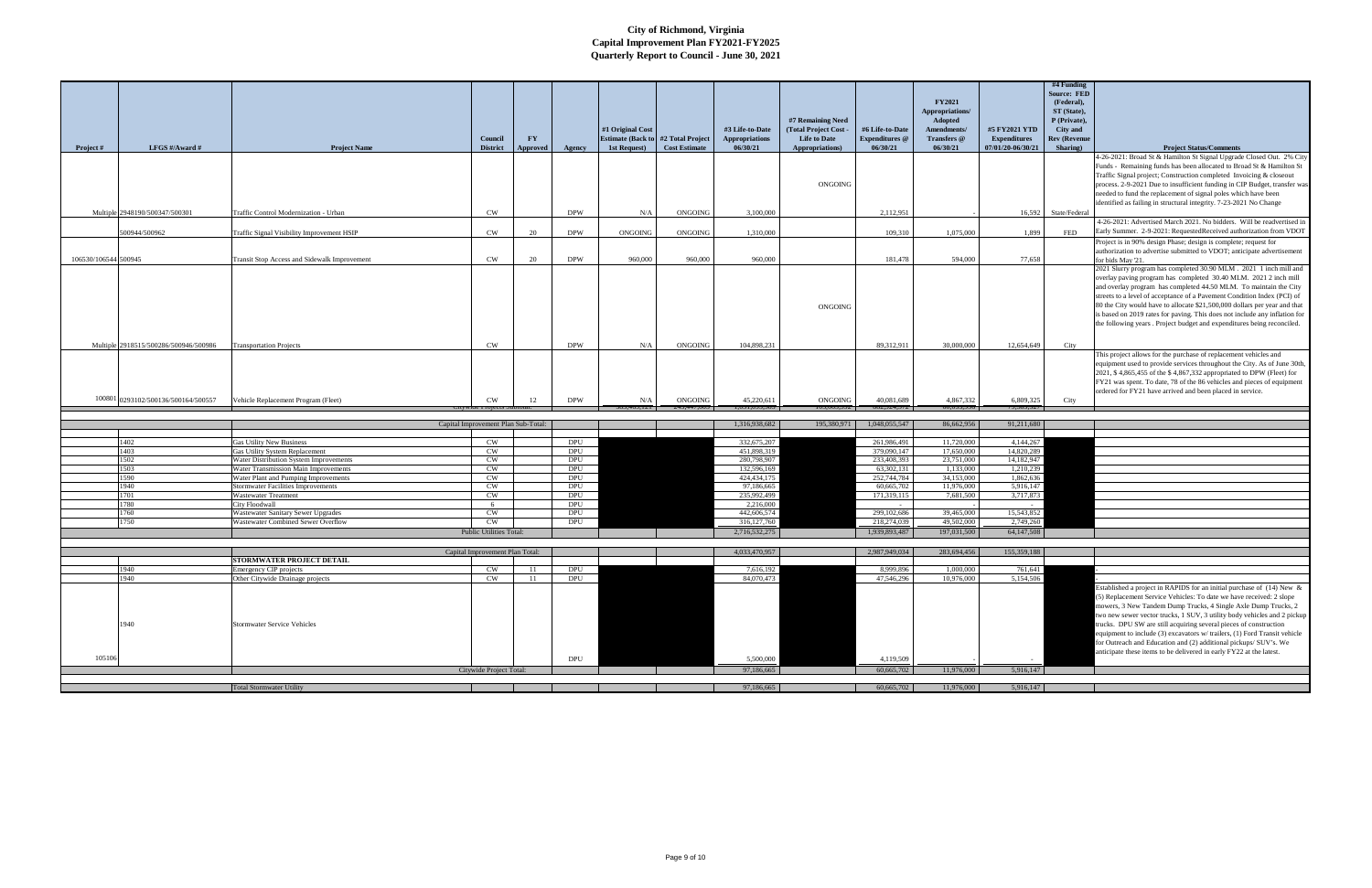# City of Richmond, Virginia
## Capital Improvement Plan FY2021-FY2025
### Quarterly Report to Council - June 30, 2021

| Project # | LFGS #/Award # | Project Name | Council District | FY Approved | Agency | #1 Original Cost Estimate (Back to 1st Request) | #2 Total Project Cost Estimate | #3 Life-to-Date Appropriations 06/30/21 | #7 Remaining Need (Total Project Cost - Life to Date Appropriations) | #6 Life-to-Date Expenditures @ 06/30/21 | FY2021 Appropriations/ Adopted Amendments/ Transfers @ 06/30/21 | #5 FY2021 YTD Expenditures 07/01/20-06/30/21 | #4 Funding Source: FED (Federal), ST (State), P (Private), City and Rev (Revenue Sharing) | Project Status/Comments |
|---|---|---|---|---|---|---|---|---|---|---|---|---|---|---|
| Multiple | 2948190/500347/500301 | Traffic Control Modernization - Urban | CW | | DPW | N/A | ONGOING | 3,100,000 | ONGOING | 2,112,951 | - | 16,592 | State/Federal | 4-26-2021: Broad St & Hamilton St Signal Upgrade Closed Out. 2% City Funds - Remaining funds has been allocated to Broad St & Hamilton St Traffic Signal project; Construction completed Invoicing & closeout process. 2-9-2021 Due to insufficient funding in CIP Budget, transfer was needed to fund the replacement of signal poles which have been identified as failing in structural integrity. 7-23-2021 No Change |
| | 500944/500962 | Traffic Signal Visibility Improvement HSIP | CW | 20 | DPW | ONGOING | ONGOING | 1,310,000 | | 109,310 | 1,075,000 | 1,899 | FED | 4-26-2021: Advertised March 2021. No bidders. Will be readvertised in Early Summer. 2-9-2021: RequestedReceived authorization from VDOT |
| 106530/106544 | 500945 | Transit Stop Access and Sidewalk Improvement | CW | 20 | DPW | 960,000 | 960,000 | 960,000 | | 181,478 | 594,000 | 77,658 | | Project is in 90% design Phase; design is complete; request for authorization to advertise submitted to VDOT; anticipate advertisement for bids May '21. |
| Multiple | 2918515/500286/500946/500986 | Transportation Projects | CW | | DPW | N/A | ONGOING | 104,898,231 | ONGOING | 89,312,911 | 30,000,000 | 12,654,649 | City | 2021 Slurry program has completed 30.90 MLM . 2021 1 inch mill and overlay paving program has completed 30.40 MLM. 2021 2 inch mill and overlay program has completed 44.50 MLM. To maintain the City streets to a level of acceptance of a Pavement Condition Index (PCI) of 80 the City would have to allocate $21,500,000 dollars per year and that is based on 2019 rates for paving. This does not include any inflation for the following years . Project budget and expenditures being reconciled. |
| 100801 | 0293102/500136/500164/500557 | Vehicle Replacement Program (Fleet) | CW | 12 | DPW | N/A | ONGOING | 45,220,611 | ONGOING | 40,081,689 | 4,867,332 | 6,809,325 | City | This project allows for the purchase of replacement vehicles and equipment used to provide services throughout the City. As of June 30th, 2021, $ 4,865,455 of the $ 4,867,332 appropriated to DPW (Fleet) for FY21 was spent. To date, 78 of the 86 vehicles and pieces of equipment ordered for FY21 have arrived and been placed in service. |
| | | Citywide Projects Subtotal: | | | | | | | | | | | | |
| | | Capital Improvement Plan Sub-Total: | | | | | | 1,316,938,682 | 195,380,971 | 1,048,055,547 | 86,662,956 | 91,211,680 | | |
| | 1402 | Gas Utility New Business | CW | | DPU | | | 332,675,207 | | 261,986,491 | 11,720,000 | 4,144,267 | | |
| | 1403 | Gas Utility System Replacement | CW | | DPU | | | 451,898,319 | | 379,090,147 | 17,650,000 | 14,820,289 | | |
| | 1502 | Water Distribution System Improvements | CW | | DPU | | | 280,798,907 | | 233,408,393 | 23,751,000 | 14,182,947 | | |
| | 1503 | Water Transmission Main Improvements | CW | | DPU | | | 132,596,169 | | 63,302,131 | 1,133,000 | 1,210,239 | | |
| | 1590 | Water Plant and Pumping Improvements | CW | | DPU | | | 424,434,175 | | 252,744,784 | 34,153,000 | 1,862,636 | | |
| | 1940 | Stormwater Facilities Improvements | CW | | DPU | | | 97,186,665 | | 60,665,702 | 11,976,000 | 5,916,147 | | |
| | 1701 | Wastewater Treatment | CW | | DPU | | | 235,992,499 | | 171,319,115 | 7,681,500 | 3,717,873 | | |
| | 1780 | City Floodwall | 6 | | DPU | | | 2,216,000 | | - | - | - | | |
| | 1760 | Wastewater Sanitary Sewer Upgrades | CW | | DPU | | | 442,606,574 | | 299,102,686 | 39,465,000 | 15,543,852 | | |
| | 1750 | Wastewater Combined Sewer Overflow | CW | | DPU | | | 316,127,760 | | 218,274,039 | 49,502,000 | 2,749,260 | | |
| | | Public Utilities Total: | | | | | | 2,716,532,275 | | 1,939,893,487 | 197,031,500 | 64,147,508 | | |
| | | Capital Improvement Plan Total: | | | | | | 4,033,470,957 | | 2,987,949,034 | 283,694,456 | 155,359,188 | | |
| | | **STORMWATER PROJECT DETAIL** | | | | | | | | | | | | |
| | 1940 | Emergency CIP projects | CW | 11 | DPU | | | 7,616,192 | | 8,999,896 | 1,000,000 | 761,641 | | - |
| | 1940 | Other Citywide Drainage projects | CW | 11 | DPU | | | 84,070,473 | | 47,546,296 | 10,976,000 | 5,154,506 | | - |
| 105106 | 1940 | Stormwater Service Vehicles | | | DPU | | | 5,500,000 | | 4,119,509 | - | - | | Established a project in RAPIDS for an initial purchase of (14) New & (5) Replacement Service Vehicles: To date we have received: 2 slope mowers, 3 New Tandem Dump Trucks, 4 Single Axle Dump Trucks, 2 two new sewer vector trucks, 1 SUV, 3 utility body vehicles and 2 pickup trucks. DPU SW are still acquiring several pieces of construction equipment to include (3) excavators w/ trailers, (1) Ford Transit vehicle for Outreach and Education and (2) additional pickups/ SUV's. We anticipate these items to be delivered in early FY22 at the latest. |
| | | Citywide Project Total: | | | | | | 97,186,665 | | 60,665,702 | 11,976,000 | 5,916,147 | | |
| | | Total Stormwater Utility | | | | | | 97,186,665 | | 60,665,702 | 11,976,000 | 5,916,147 | | |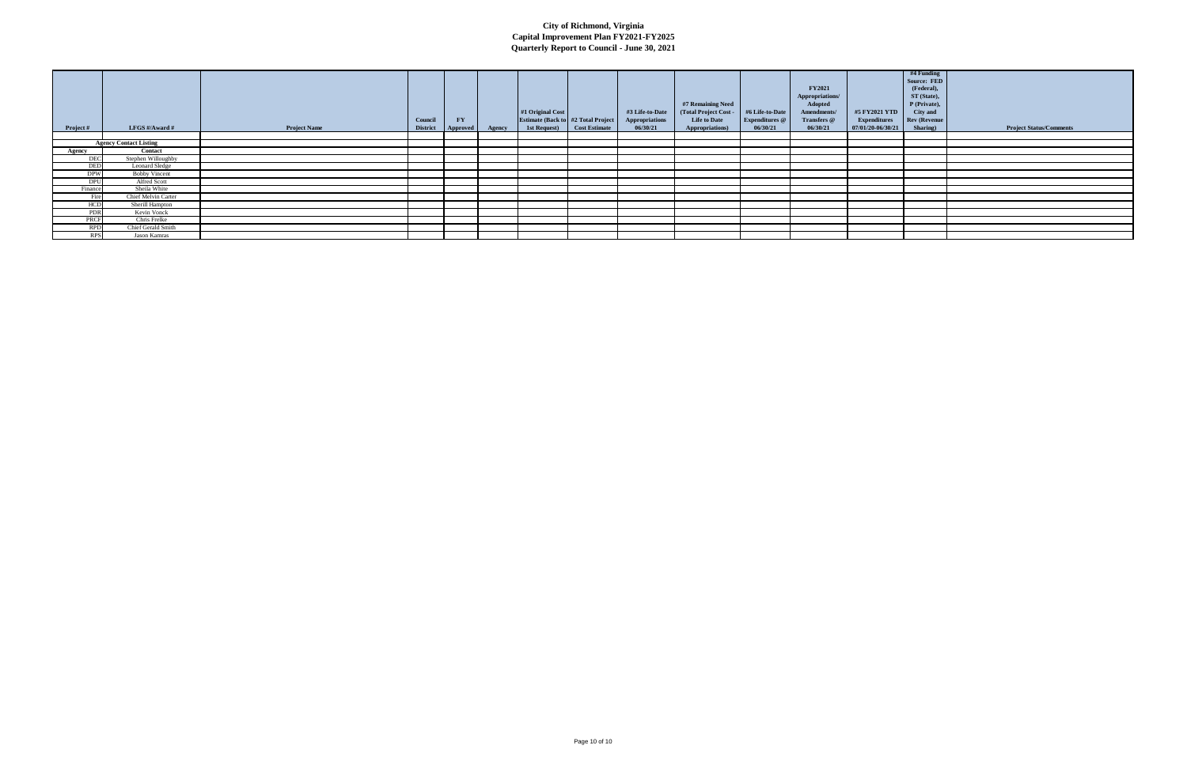# City of Richmond, Virginia
## Capital Improvement Plan FY2021-FY2025
## Quarterly Report to Council - June 30, 2021

| Project # | LFGS #/Award # | Project Name | Council District | FY Approved | Agency | #1 Original Cost Estimate (Back to 1st Request) | #2 Total Project Cost Estimate | #3 Life-to-Date Appropriations 06/30/21 | #7 Remaining Need (Total Project Cost - Life to Date Appropriations) | #6 Life-to-Date Expenditures @ 06/30/21 | FY2021 Appropriations/ Adopted Amendments/ Transfers @ 06/30/21 | #5 FY2021 YTD Expenditures 07/01/20-06/30/21 | #4 Funding Source: FED (Federal), ST (State), P (Private), City and Rev (Revenue Sharing) | Project Status/Comments |
|---|---|---|---|---|---|---|---|---|---|---|---|---|---|---|
| | | | | | | | | | | | | | | |
| **Agency Contact Listing** | | | | | | | | | | | | | | |
| **Agency** | **Contact** | | | | | | | | | | | | | |
| DEC | Stephen Willoughby | | | | | | | | | | | | | |
| DED | Leonard Sledge | | | | | | | | | | | | | |
| DPW | Bobby Vincent | | | | | | | | | | | | | |
| DPU | Alfred Scott | | | | | | | | | | | | | |
| Finance | Sheila White | | | | | | | | | | | | | |
| Fire | Chief Melvin Carter | | | | | | | | | | | | | |
| HCD | Sherill Hampton | | | | | | | | | | | | | |
| PDR | Kevin Vonck | | | | | | | | | | | | | |
| PRCF | Chris Frelke | | | | | | | | | | | | | |
| RPD | Chief Gerald Smith | | | | | | | | | | | | | |
| RPS | Jason Kamras | | | | | | | | | | | | | |